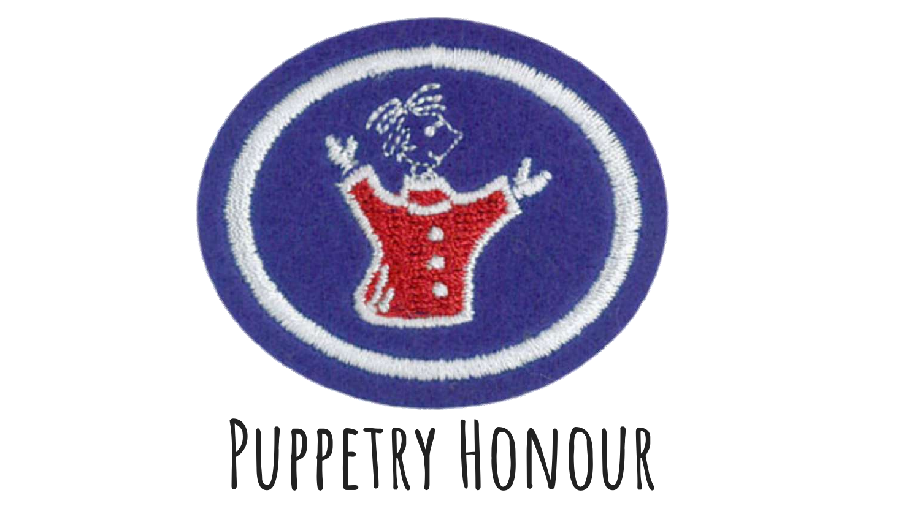# Puppetry Honour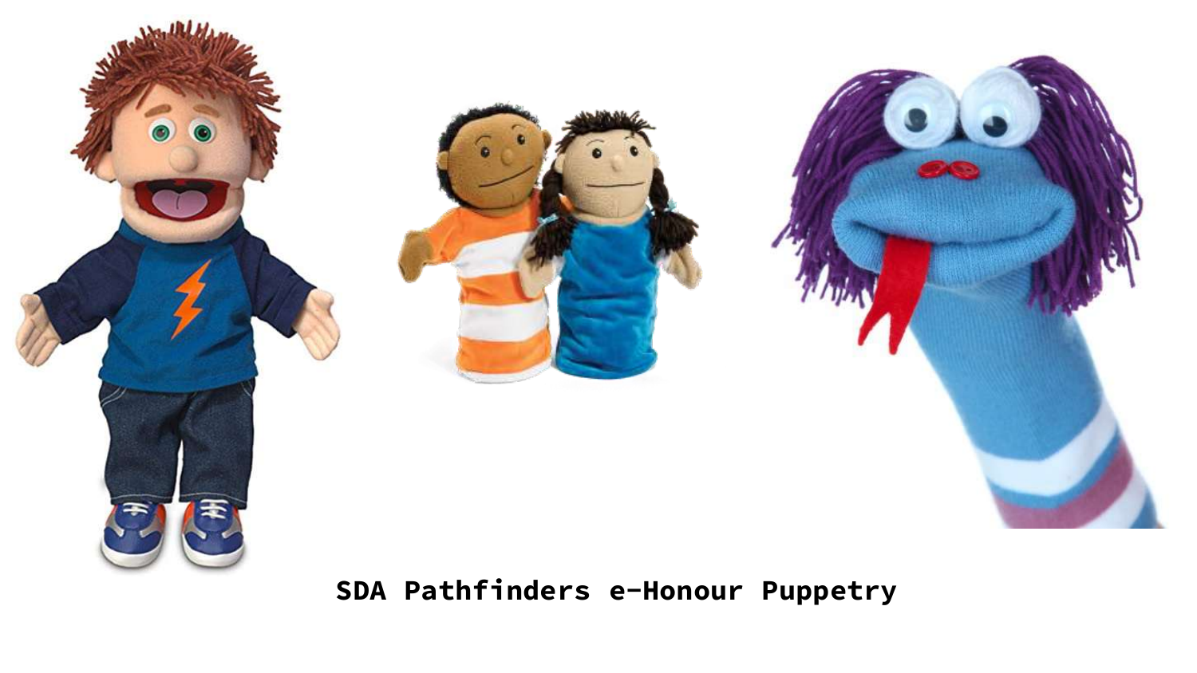SDA Pathfinders e-Honour Puppetry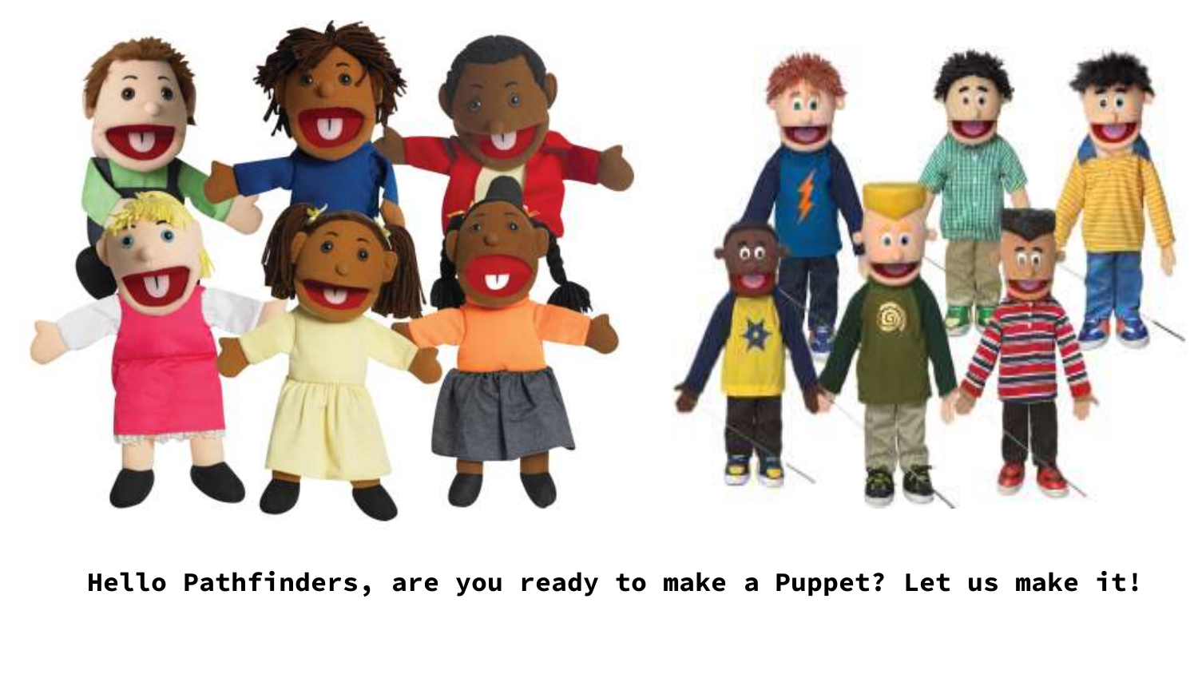Hello Pathfinders, are you ready to make a Puppet? Let us make it!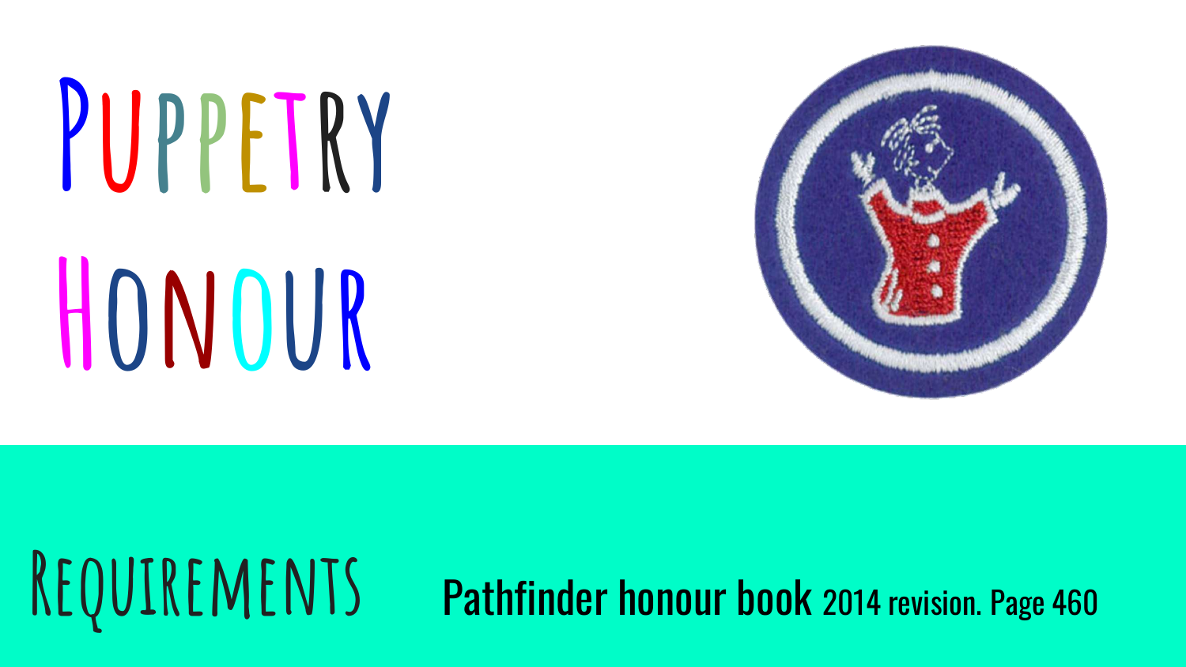# Puppetry Honour

## Requirements

Pathfinder honour book 2014 revision. Page 460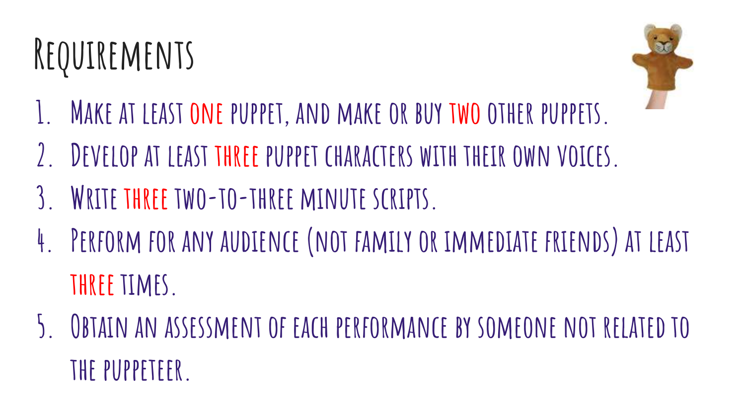# Requirements

1. Make at least one puppet, and make or buy two other puppets.
2. Develop at least three puppet characters with their own voices.
3. Write three two-to-three minute scripts.
4. Perform for any audience (not family or immediate friends) at least three times.
5. Obtain an assessment of each performance by someone not related to the puppeteer.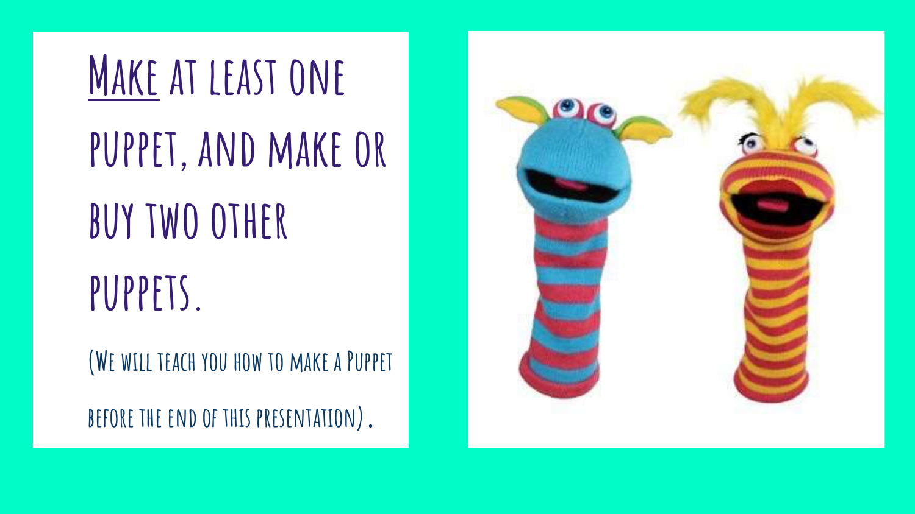# <u>Make</u> at least one puppet, and make or buy two other puppets.

(We will teach you how to make a Puppet before the end of this presentation).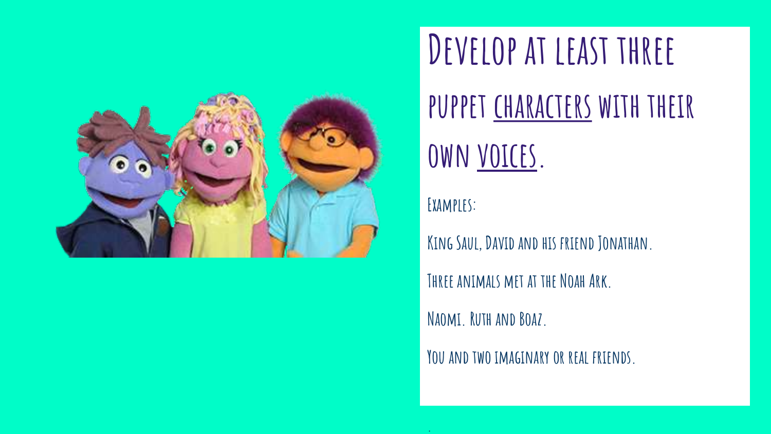# Develop at least three puppet <u>characters</u> with their own <u>voices</u>.

Examples:

King Saul, David and his friend Jonathan.

Three animals met at the Noah Ark.

Naomi. Ruth and Boaz.

You and two imaginary or real friends.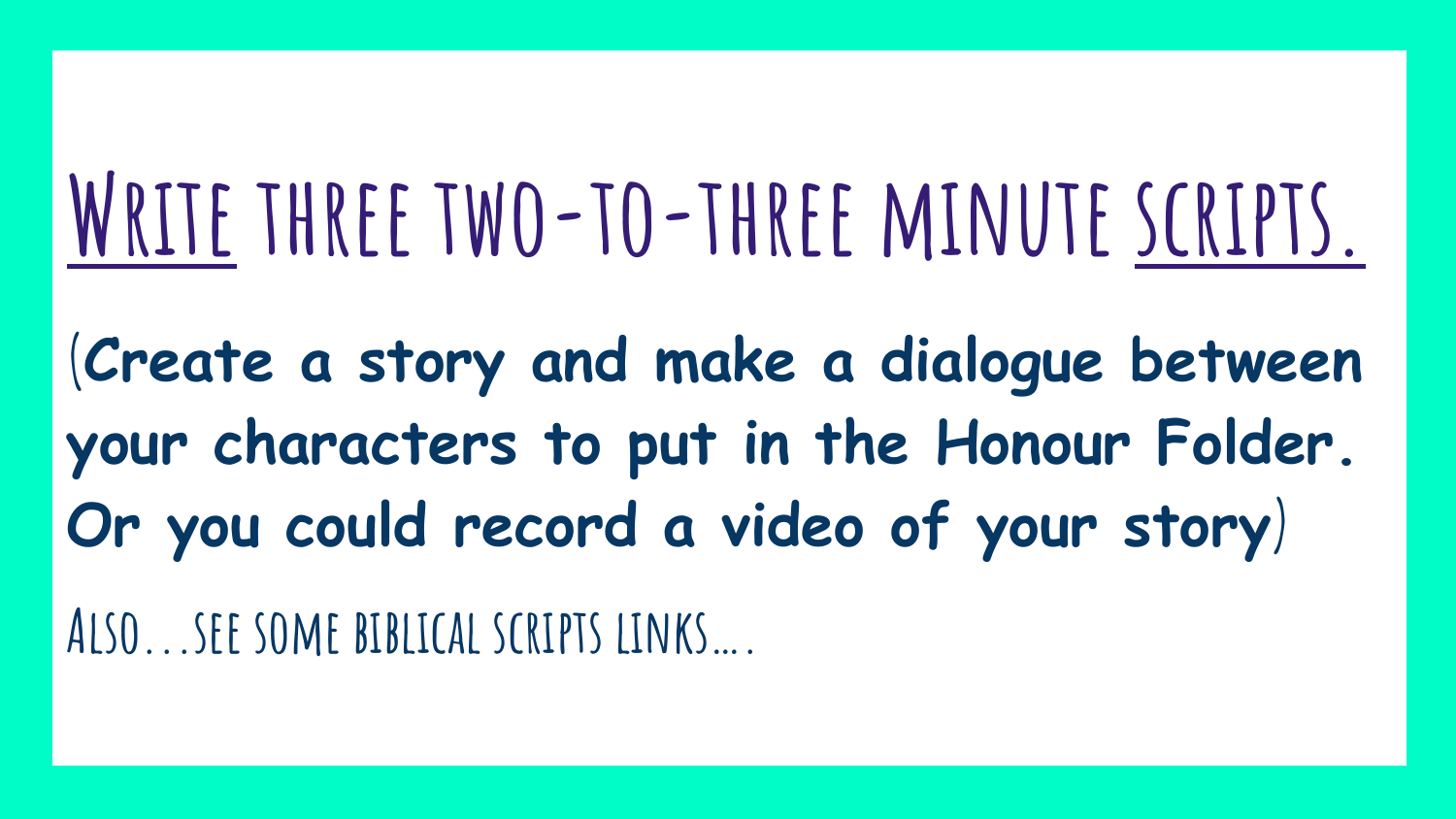# Write three two-to-three minute scripts.

(**Create a story and make a dialogue between your characters to put in the Honour Folder. Or you could record a video of your story**)

Also…see some biblical scripts links….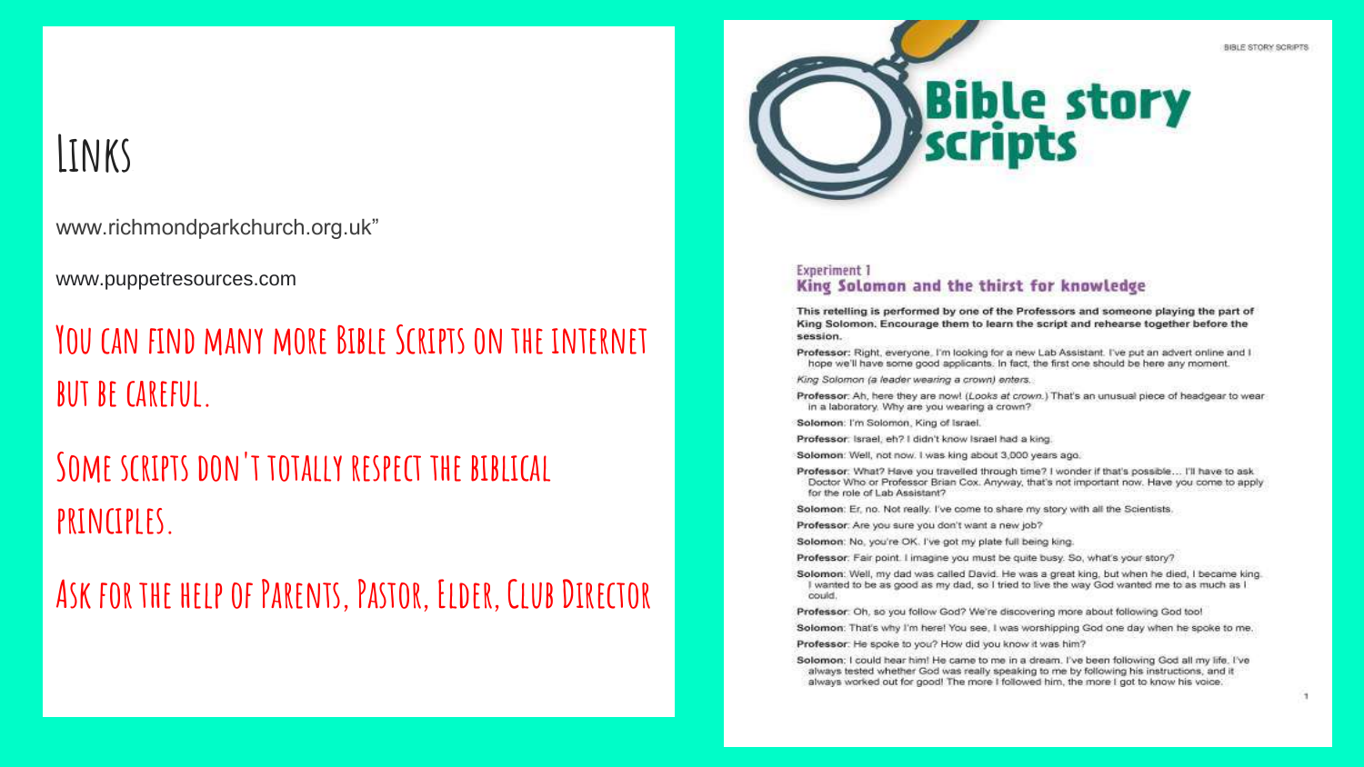# Links

www.richmondparkchurch.org.uk”

www.puppetresources.com

**You can find many more Bible Scripts on the internet but be careful.**

**Some scripts don't totally respect the biblical principles.**

**Ask for the help of Parents, Pastor, Elder, Club Director**

BIBLE STORY SCRIPTS

# Bible story scripts

Experiment 1

## King Solomon and the thirst for knowledge

**This retelling is performed by one of the Professors and someone playing the part of King Solomon. Encourage them to learn the script and rehearse together before the session.**

**Professor**: Right, everyone. I'm looking for a new Lab Assistant. I've put an advert online and I hope we'll have some good applicants. In fact, the first one should be here any moment.

*King Solomon (a leader wearing a crown) enters.*

**Professor**: Ah, here they are now! (*Looks at crown.*) That's an unusual piece of headgear to wear in a laboratory. Why are you wearing a crown?

**Solomon**: I'm Solomon, King of Israel.

**Professor**: Israel, eh? I didn't know Israel had a king.

**Solomon**: Well, not now. I was king about 3,000 years ago.

**Professor**: What? Have you travelled through time? I wonder if that's possible… I'll have to ask Doctor Who or Professor Brian Cox. Anyway, that's not important now. Have you come to apply for the role of Lab Assistant?

**Solomon**: Er, no. Not really. I've come to share my story with all the Scientists.

**Professor**: Are you sure you don't want a new job?

**Solomon**: No, you're OK. I've got my plate full being king.

**Professor**: Fair point. I imagine you must be quite busy. So, what's your story?

**Solomon**: Well, my dad was called David. He was a great king, but when he died, I became king. I wanted to be as good as my dad, so I tried to live the way God wanted me to as much as I could.

**Professor**: Oh, so you follow God? We're discovering more about following God too!

**Solomon**: That's why I'm here! You see, I was worshipping God one day when he spoke to me.

**Professor**: He spoke to you? How did you know it was him?

**Solomon**: I could hear him! He came to me in a dream. I've been following God all my life. I've always tested whether God was really speaking to me by following his instructions, and it always worked out for good! The more I followed him, the more I got to know his voice.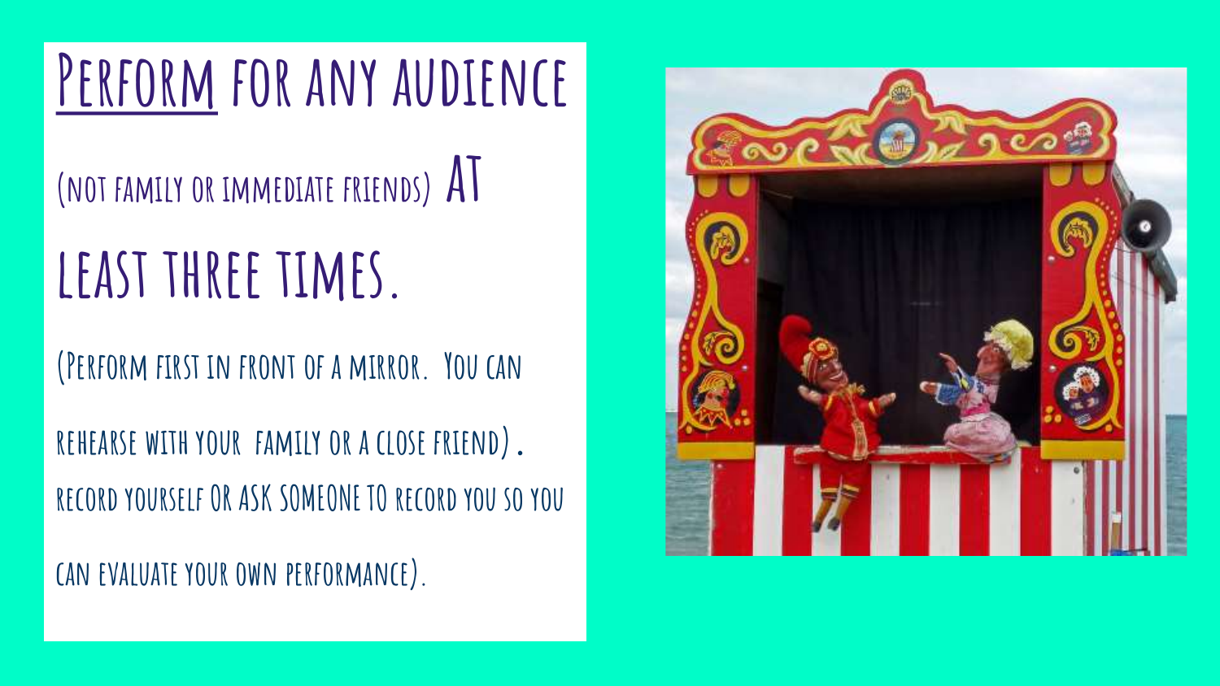# Perform for any audience

(not family or immediate friends) AT

least three times.

(Perform first in front of a mirror. You can rehearse with your family or a close friend). record yourself OR ASK SOMEONE TO record you so you can evaluate your own performance).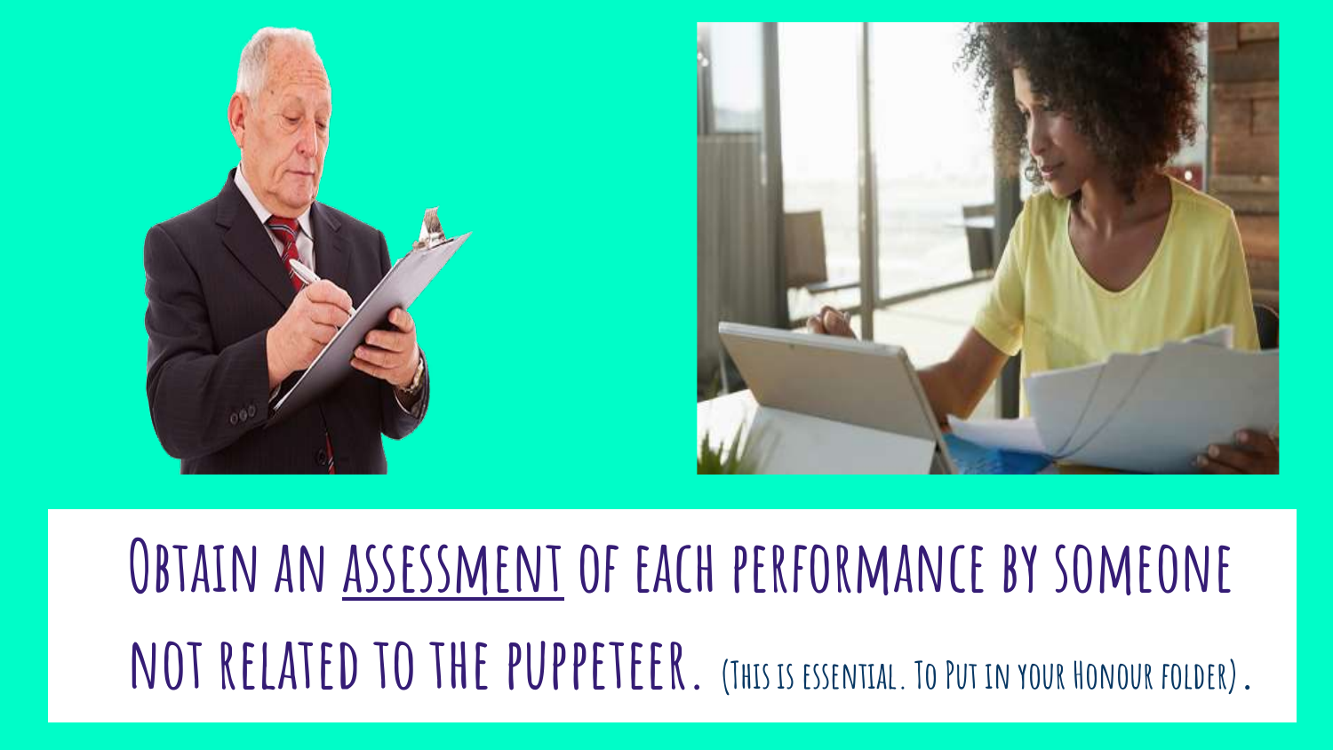Obtain an <u>assessment</u> of each performance by someone not related to the puppeteer. (This is essential. To Put in your Honour folder).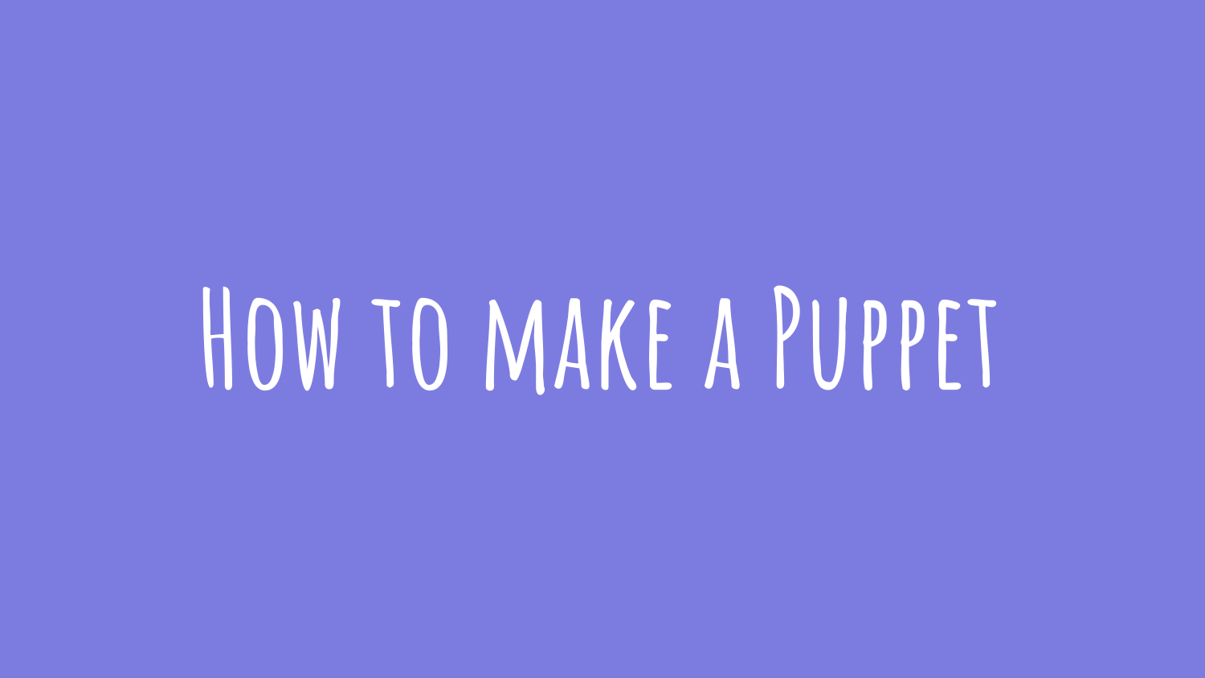# How to make a Puppet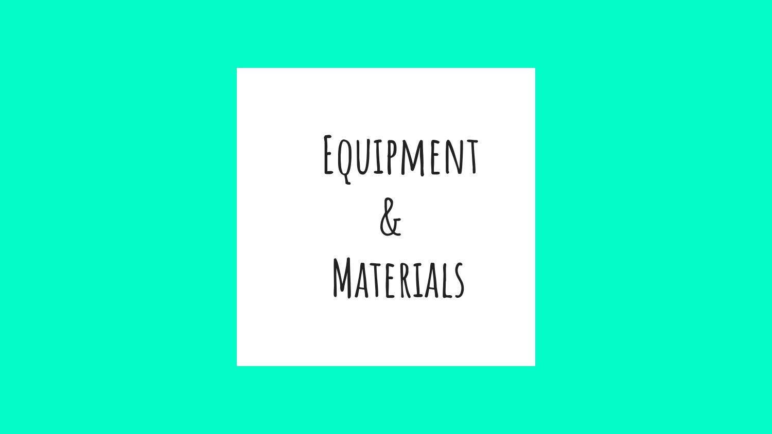# Equipment & Materials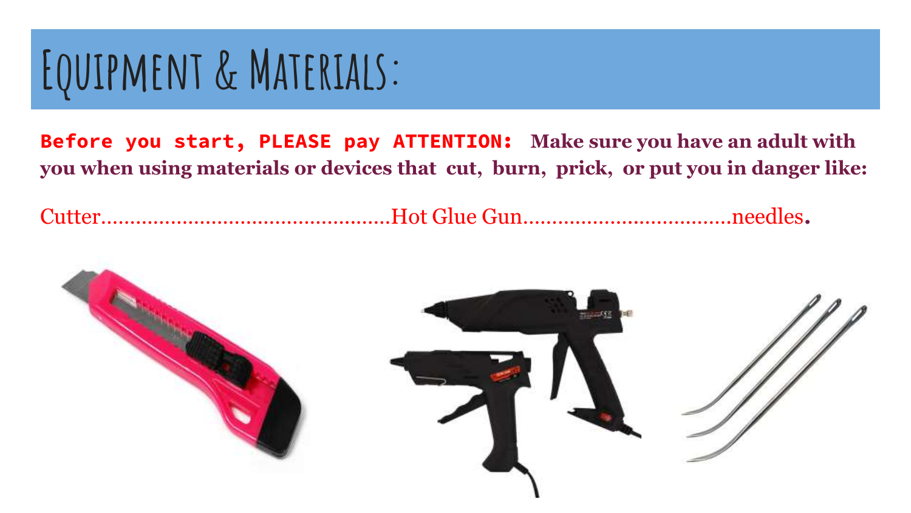# Equipment & Materials:

**Before you start, PLEASE pay ATTENTION:** **Make sure you have an adult with you when using materials or devices that cut, burn, prick, or put you in danger like:**

Cutter.................................................Hot Glue Gun..................................needles.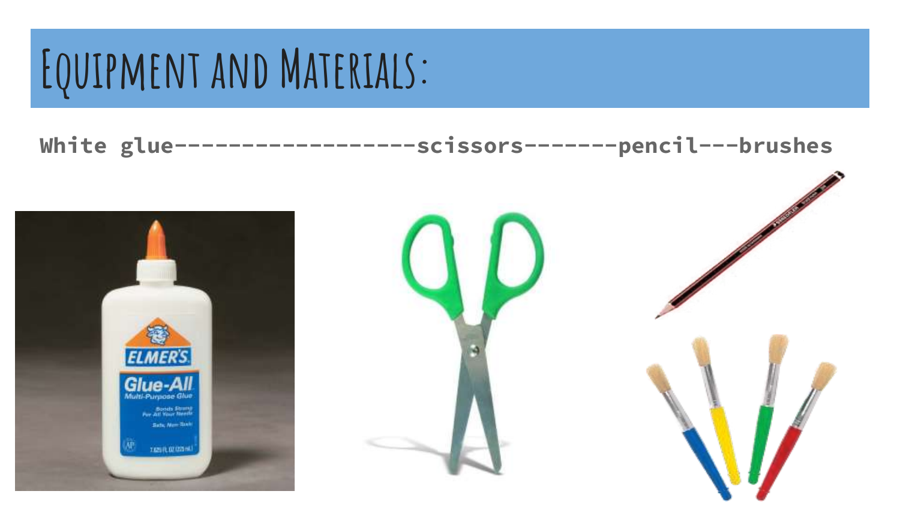# Equipment and Materials:

**White glue------------------scissors-------pencil---brushes**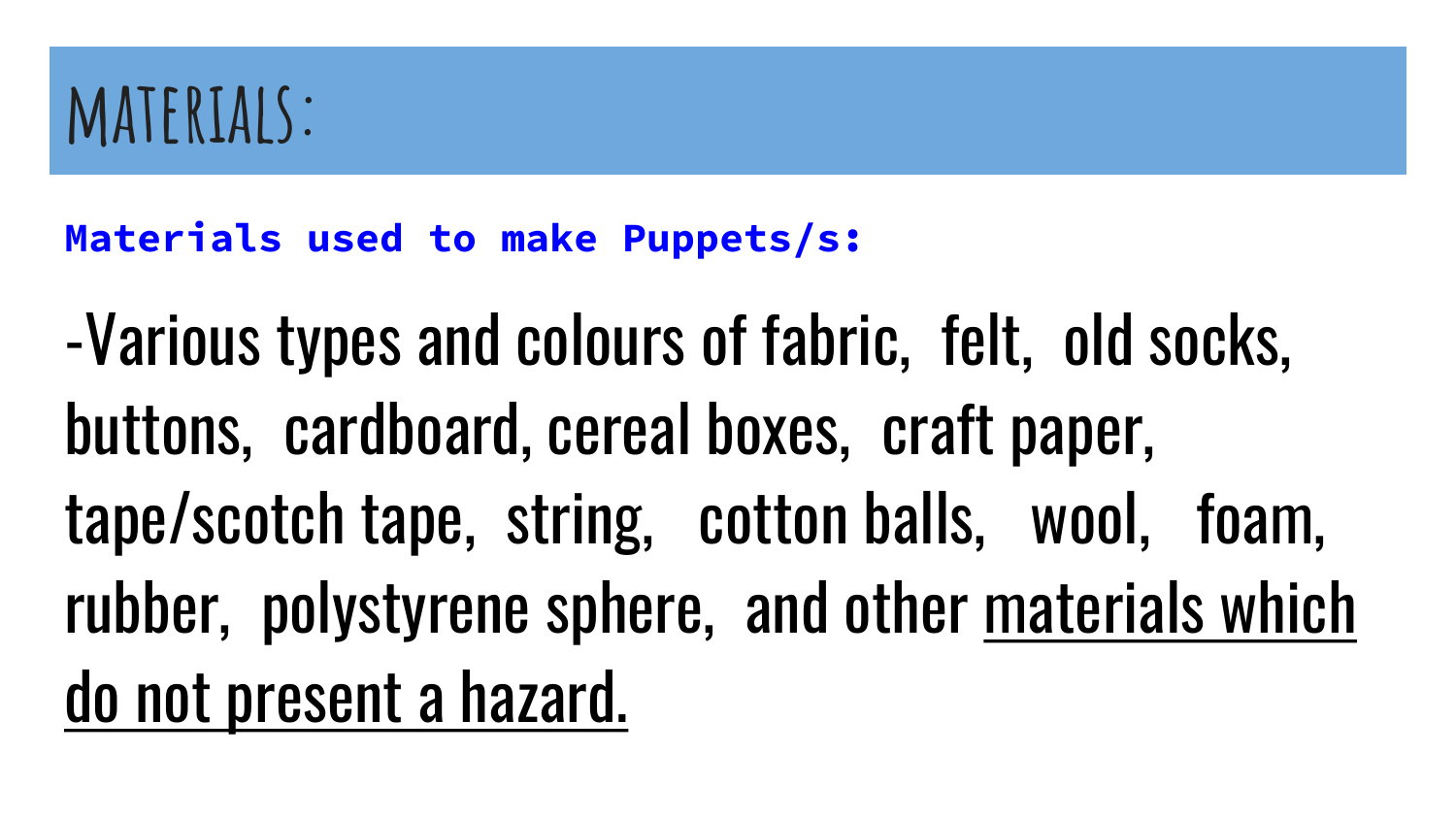# MATERIALS:

**Materials used to make Puppets/s:**

-Various types and colours of fabric, felt, old socks, buttons, cardboard, cereal boxes, craft paper, tape/scotch tape, string, cotton balls, wool, foam, rubber, polystyrene sphere, and other <u>materials which do not present a hazard.</u>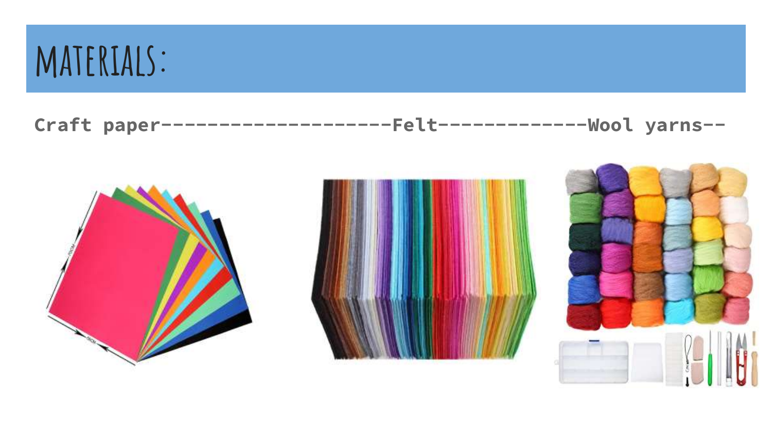# MATERIALS:

**Craft paper--------------------Felt------------Wool yarns--**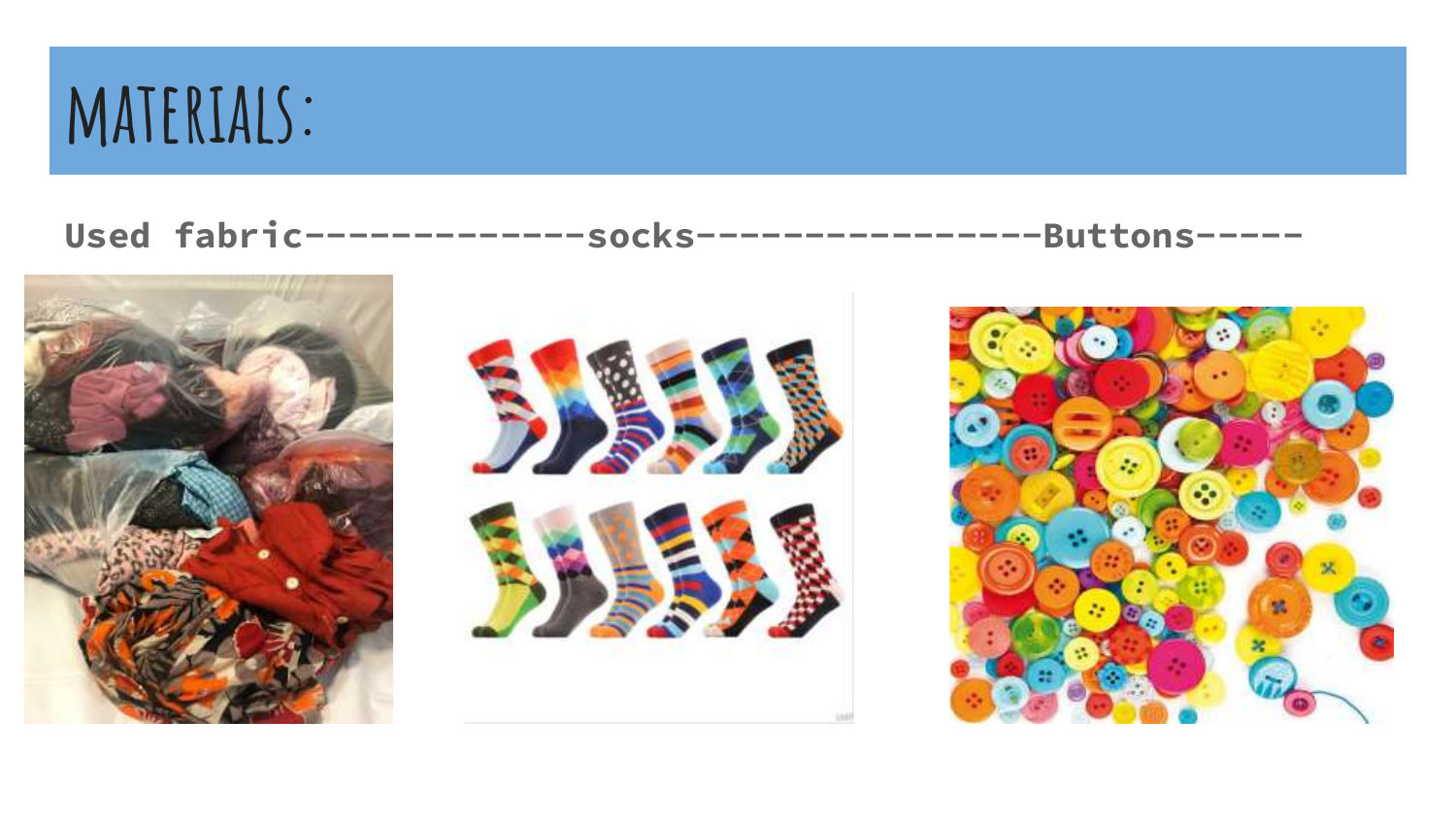# MATERIALS:

**Used fabric-------------socks----------------Buttons-----**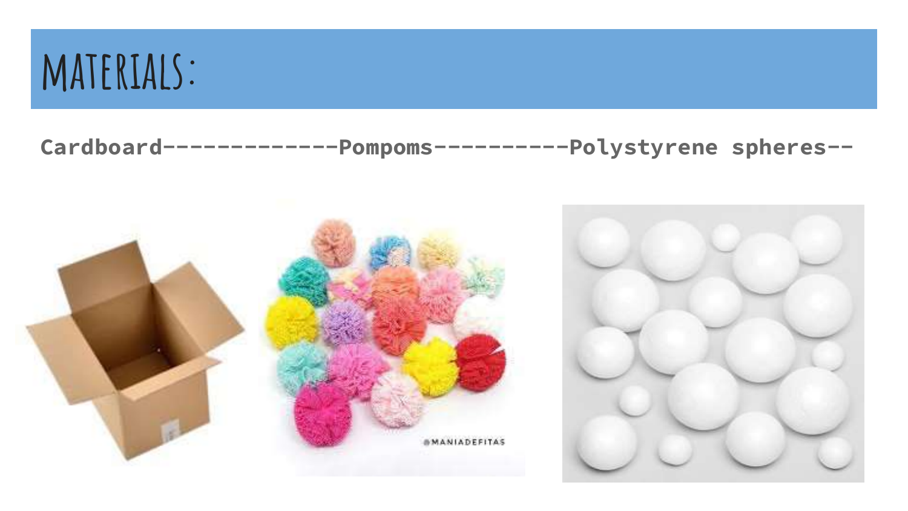# MATERIALS:

**Cardboard-------------Pompoms----------Polystyrene spheres--**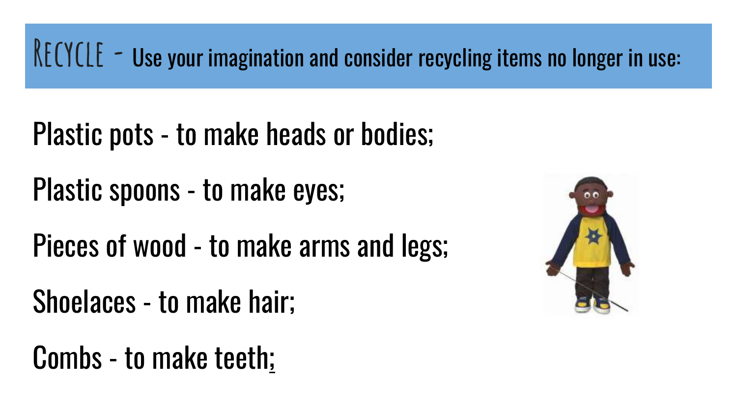# Recycle - Use your imagination and consider recycling items no longer in use:

Plastic pots - to make heads or bodies;

Plastic spoons - to make eyes;

Pieces of wood - to make arms and legs;

Shoelaces - to make hair;

Combs - to make teeth;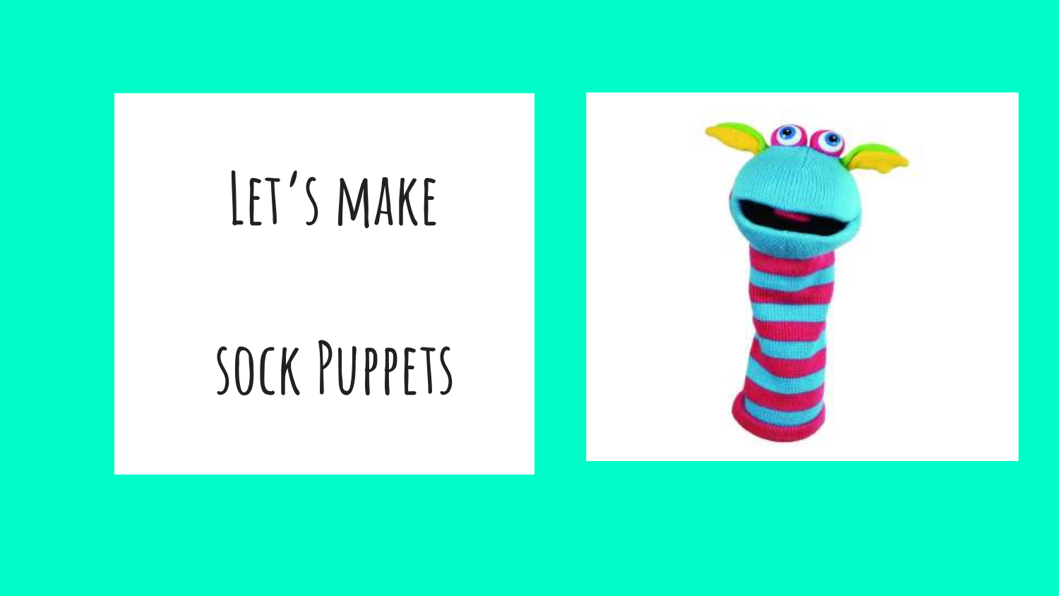# Let's make

# sock Puppets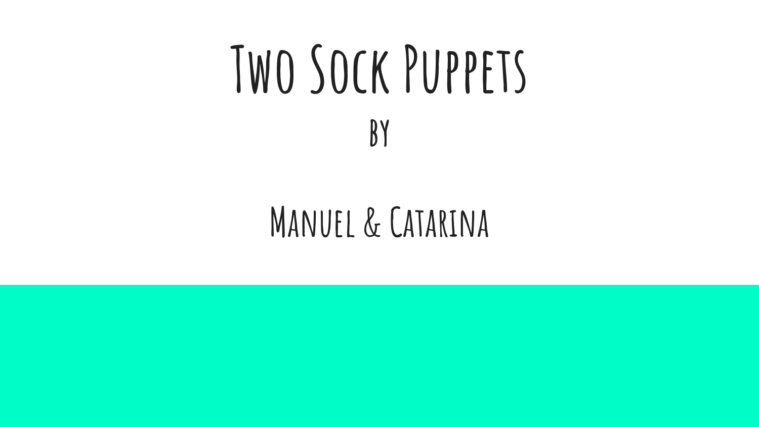# Two Sock Puppets

by

Manuel & Catarina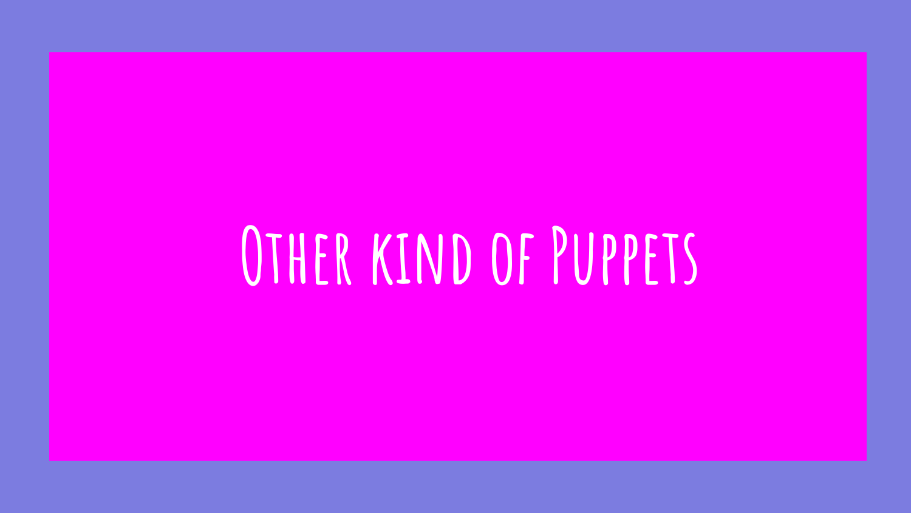# Other kind of Puppets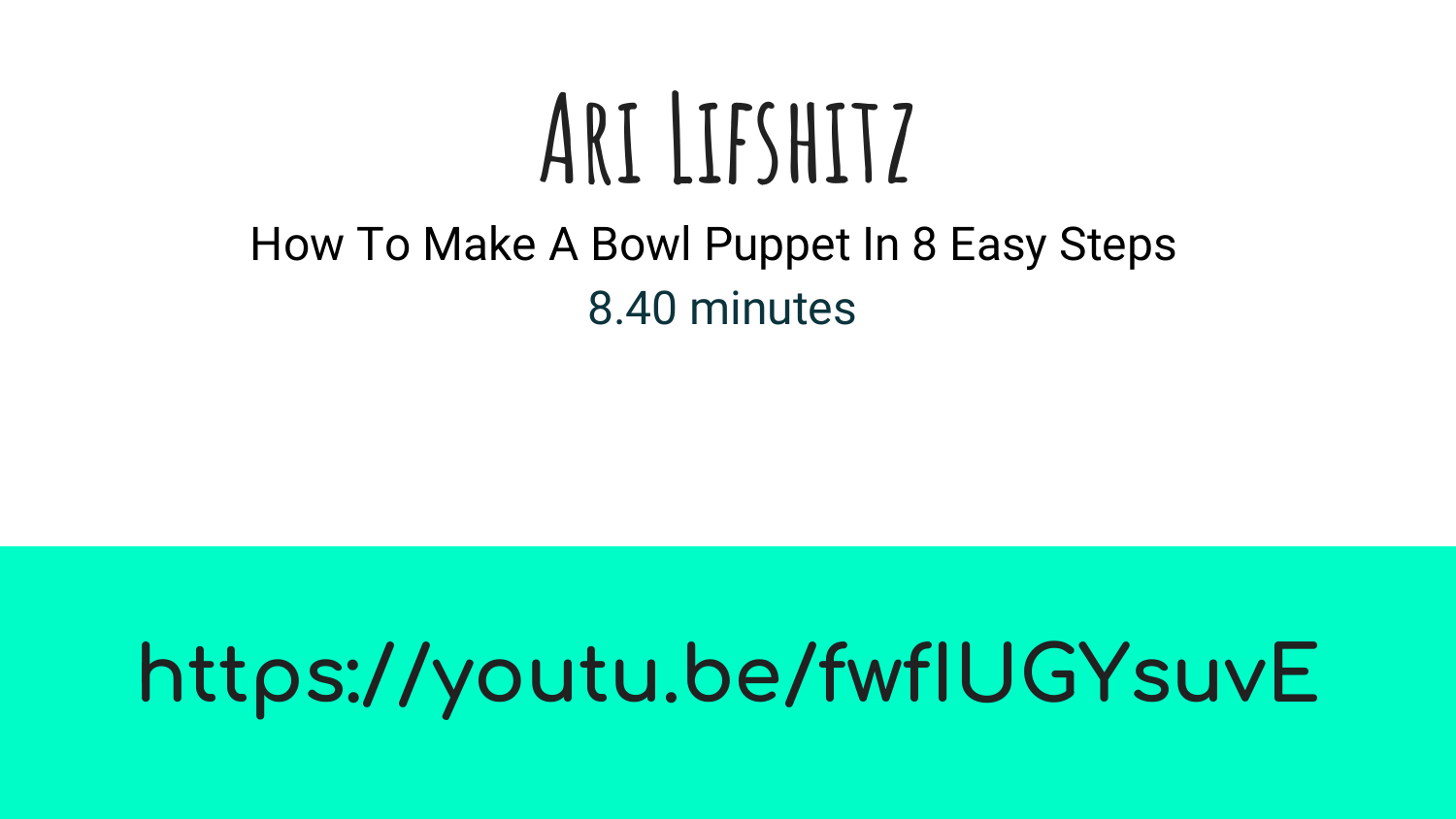# Ari Lifshitz

How To Make A Bowl Puppet In 8 Easy Steps

8.40 minutes

https://youtu.be/fwfIUGYsuvE